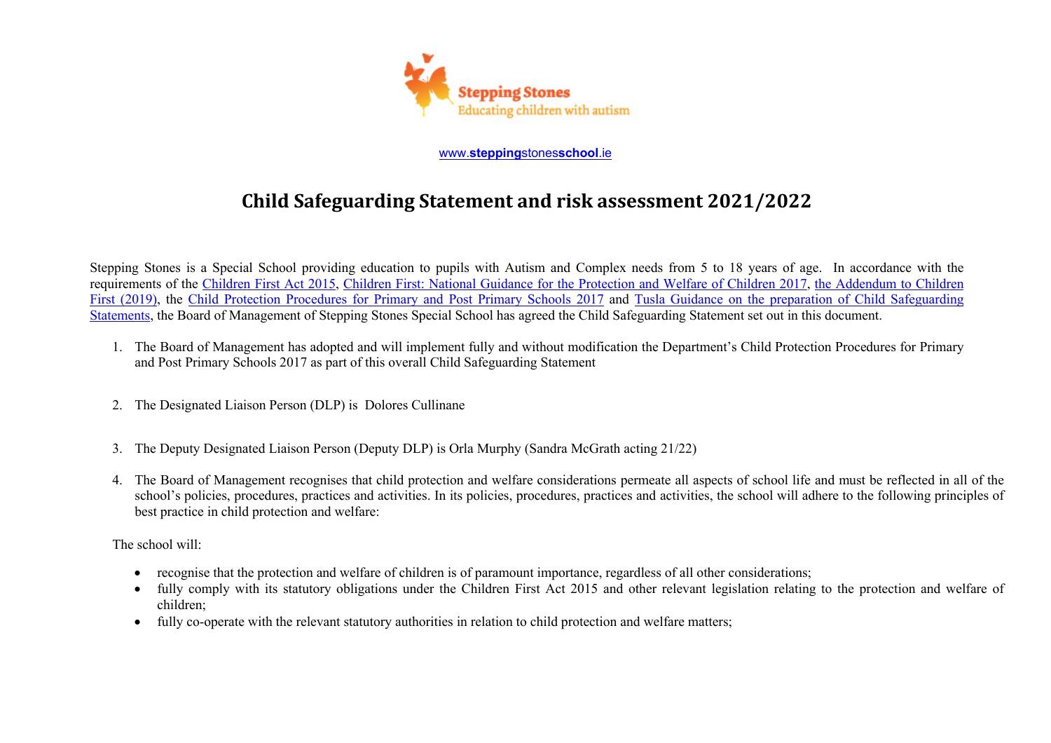Stepping Stones
Educating children with autism

www.steppingstonesschool.ie

# Child Safeguarding Statement and risk assessment 2021/2022

Stepping Stones is a Special School providing education to pupils with Autism and Complex needs from 5 to 18 years of age. In accordance with the requirements of the Children First Act 2015, Children First: National Guidance for the Protection and Welfare of Children 2017, the Addendum to Children First (2019), the Child Protection Procedures for Primary and Post Primary Schools 2017 and Tusla Guidance on the preparation of Child Safeguarding Statements, the Board of Management of Stepping Stones Special School has agreed the Child Safeguarding Statement set out in this document.

1. The Board of Management has adopted and will implement fully and without modification the Department's Child Protection Procedures for Primary and Post Primary Schools 2017 as part of this overall Child Safeguarding Statement

2. The Designated Liaison Person (DLP) is Dolores Cullinane

3. The Deputy Designated Liaison Person (Deputy DLP) is Orla Murphy (Sandra McGrath acting 21/22)

4. The Board of Management recognises that child protection and welfare considerations permeate all aspects of school life and must be reflected in all of the school's policies, procedures, practices and activities. In its policies, procedures, practices and activities, the school will adhere to the following principles of best practice in child protection and welfare:

   The school will:

   - recognise that the protection and welfare of children is of paramount importance, regardless of all other considerations;
   - fully comply with its statutory obligations under the Children First Act 2015 and other relevant legislation relating to the protection and welfare of children;
   - fully co-operate with the relevant statutory authorities in relation to child protection and welfare matters;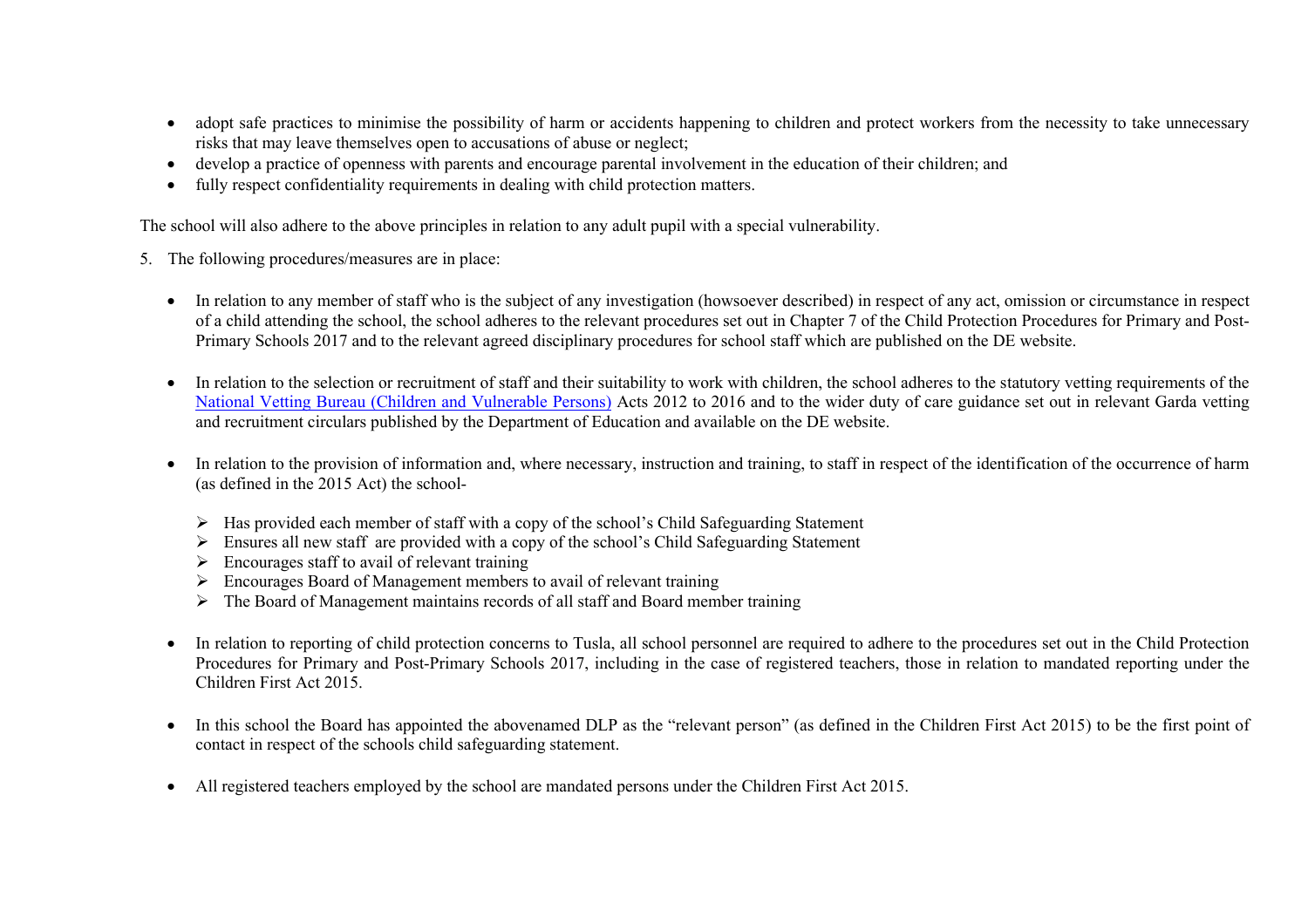- adopt safe practices to minimise the possibility of harm or accidents happening to children and protect workers from the necessity to take unnecessary risks that may leave themselves open to accusations of abuse or neglect;
- develop a practice of openness with parents and encourage parental involvement in the education of their children; and
- fully respect confidentiality requirements in dealing with child protection matters.

The school will also adhere to the above principles in relation to any adult pupil with a special vulnerability.

5. The following procedures/measures are in place:

- In relation to any member of staff who is the subject of any investigation (howsoever described) in respect of any act, omission or circumstance in respect of a child attending the school, the school adheres to the relevant procedures set out in Chapter 7 of the Child Protection Procedures for Primary and Post-Primary Schools 2017 and to the relevant agreed disciplinary procedures for school staff which are published on the DE website.

- In relation to the selection or recruitment of staff and their suitability to work with children, the school adheres to the statutory vetting requirements of the National Vetting Bureau (Children and Vulnerable Persons) Acts 2012 to 2016 and to the wider duty of care guidance set out in relevant Garda vetting and recruitment circulars published by the Department of Education and available on the DE website.

- In relation to the provision of information and, where necessary, instruction and training, to staff in respect of the identification of the occurrence of harm (as defined in the 2015 Act) the school-

  - Has provided each member of staff with a copy of the school's Child Safeguarding Statement
  - Ensures all new staff are provided with a copy of the school's Child Safeguarding Statement
  - Encourages staff to avail of relevant training
  - Encourages Board of Management members to avail of relevant training
  - The Board of Management maintains records of all staff and Board member training

- In relation to reporting of child protection concerns to Tusla, all school personnel are required to adhere to the procedures set out in the Child Protection Procedures for Primary and Post-Primary Schools 2017, including in the case of registered teachers, those in relation to mandated reporting under the Children First Act 2015.

- In this school the Board has appointed the abovenamed DLP as the "relevant person" (as defined in the Children First Act 2015) to be the first point of contact in respect of the schools child safeguarding statement.

- All registered teachers employed by the school are mandated persons under the Children First Act 2015.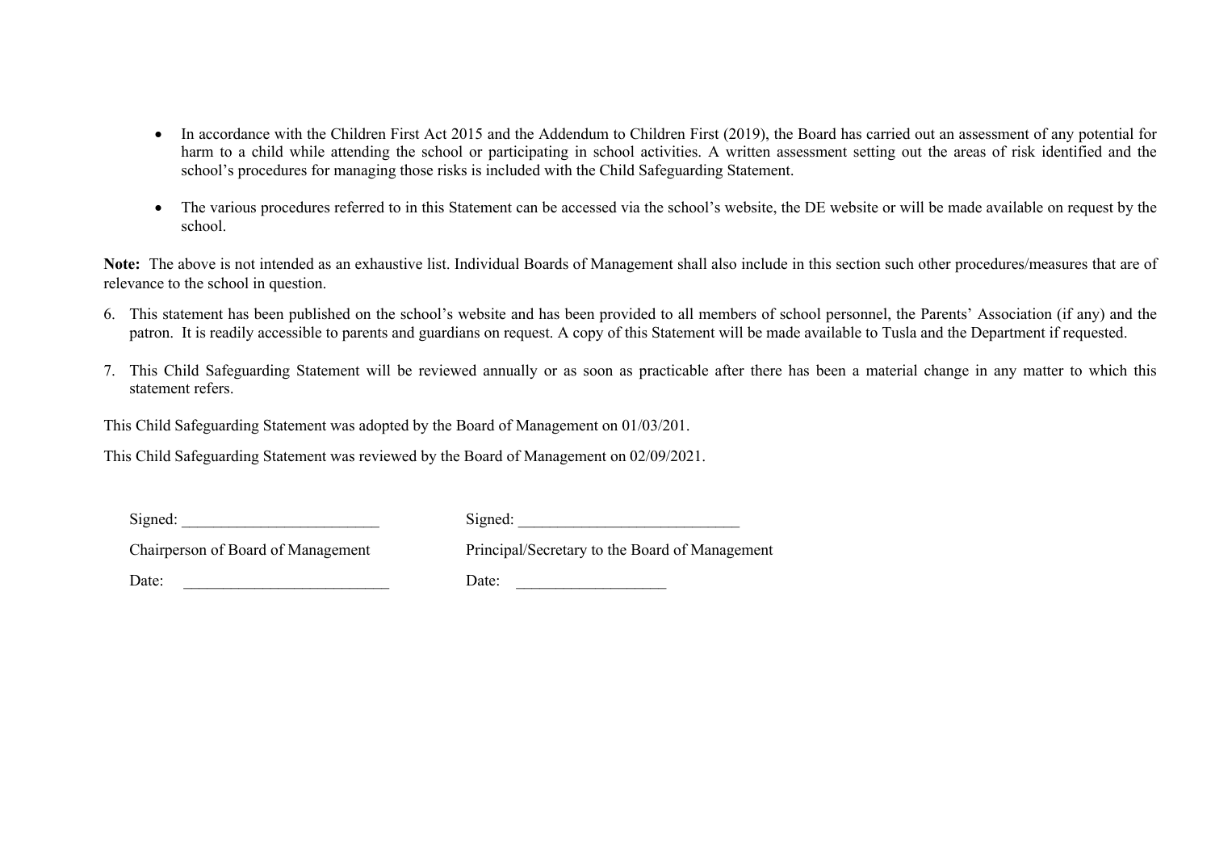- In accordance with the Children First Act 2015 and the Addendum to Children First (2019), the Board has carried out an assessment of any potential for harm to a child while attending the school or participating in school activities. A written assessment setting out the areas of risk identified and the school's procedures for managing those risks is included with the Child Safeguarding Statement.

- The various procedures referred to in this Statement can be accessed via the school's website, the DE website or will be made available on request by the school.

**Note:** The above is not intended as an exhaustive list. Individual Boards of Management shall also include in this section such other procedures/measures that are of relevance to the school in question.

6. This statement has been published on the school's website and has been provided to all members of school personnel, the Parents' Association (if any) and the patron. It is readily accessible to parents and guardians on request. A copy of this Statement will be made available to Tusla and the Department if requested.

7. This Child Safeguarding Statement will be reviewed annually or as soon as practicable after there has been a material change in any matter to which this statement refers.

This Child Safeguarding Statement was adopted by the Board of Management on 01/03/201.

This Child Safeguarding Statement was reviewed by the Board of Management on 02/09/2021.

Signed: _________________________

Chairperson of Board of Management

Date: __________________________

Signed: ____________________________

Principal/Secretary to the Board of Management

Date: ___________________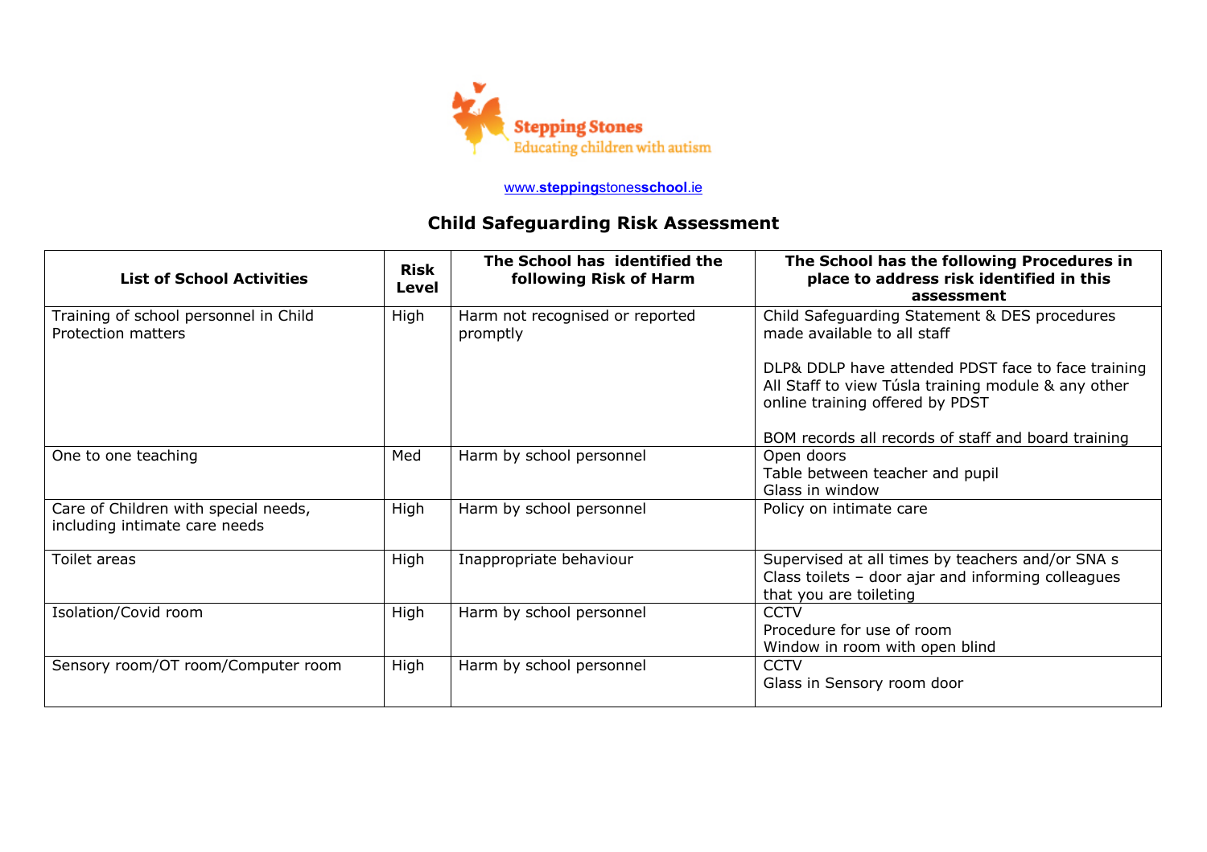Stepping Stones
Educating children with autism

www.steppingstonesschool.ie

# Child Safeguarding Risk Assessment

| List of School Activities | Risk Level | The School has identified the following Risk of Harm | The School has the following Procedures in place to address risk identified in this assessment |
|---|---|---|---|
| Training of school personnel in Child Protection matters | High | Harm not recognised or reported promptly | Child Safeguarding Statement & DES procedures made available to all staff<br><br>DLP& DDLP have attended PDST face to face training<br>All Staff to view Túsla training module & any other online training offered by PDST<br><br>BOM records all records of staff and board training |
| One to one teaching | Med | Harm by school personnel | Open doors<br>Table between teacher and pupil<br>Glass in window |
| Care of Children with special needs, including intimate care needs | High | Harm by school personnel | Policy on intimate care |
| Toilet areas | High | Inappropriate behaviour | Supervised at all times by teachers and/or SNA s<br>Class toilets – door ajar and informing colleagues that you are toileting |
| Isolation/Covid room | High | Harm by school personnel | CCTV<br>Procedure for use of room<br>Window in room with open blind |
| Sensory room/OT room/Computer room | High | Harm by school personnel | CCTV<br>Glass in Sensory room door |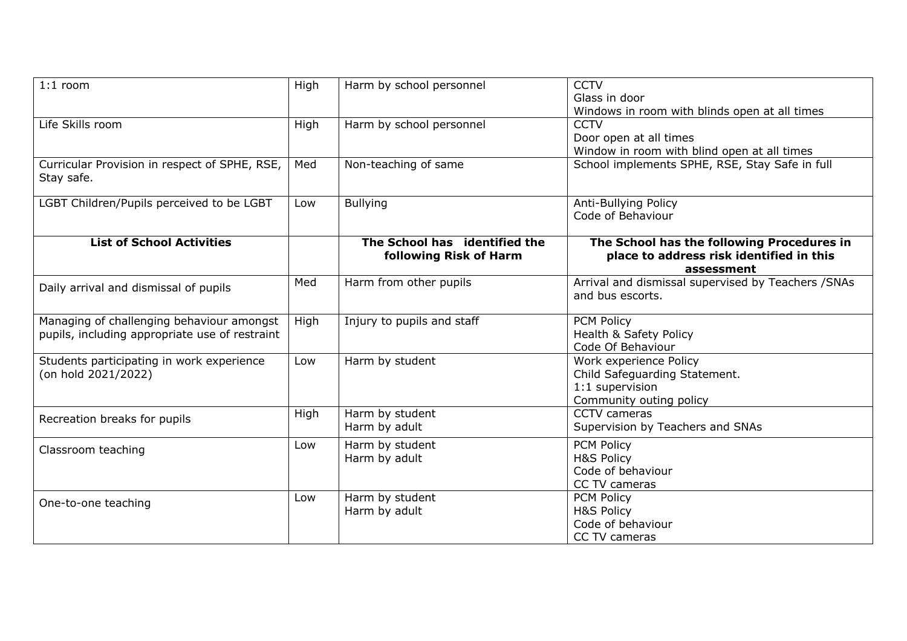| | | | |
|---|---|---|---|
| 1:1 room | High | Harm by school personnel | CCTV<br>Glass in door<br>Windows in room with blinds open at all times |
| Life Skills room | High | Harm by school personnel | CCTV<br>Door open at all times<br>Window in room with blind open at all times |
| Curricular Provision in respect of SPHE, RSE, Stay safe. | Med | Non-teaching of same | School implements SPHE, RSE, Stay Safe in full |
| LGBT Children/Pupils perceived to be LGBT | Low | Bullying | Anti-Bullying Policy<br>Code of Behaviour |
| **List of School Activities** | | **The School has identified the following Risk of Harm** | **The School has the following Procedures in place to address risk identified in this assessment** |
| Daily arrival and dismissal of pupils | Med | Harm from other pupils | Arrival and dismissal supervised by Teachers /SNAs and bus escorts. |
| Managing of challenging behaviour amongst pupils, including appropriate use of restraint | High | Injury to pupils and staff | PCM Policy<br>Health & Safety Policy<br>Code Of Behaviour |
| Students participating in work experience (on hold 2021/2022) | Low | Harm by student | Work experience Policy<br>Child Safeguarding Statement.<br>1:1 supervision<br>Community outing policy |
| Recreation breaks for pupils | High | Harm by student<br>Harm by adult | CCTV cameras<br>Supervision by Teachers and SNAs |
| Classroom teaching | Low | Harm by student<br>Harm by adult | PCM Policy<br>H&S Policy<br>Code of behaviour<br>CC TV cameras |
| One-to-one teaching | Low | Harm by student<br>Harm by adult | PCM Policy<br>H&S Policy<br>Code of behaviour<br>CC TV cameras |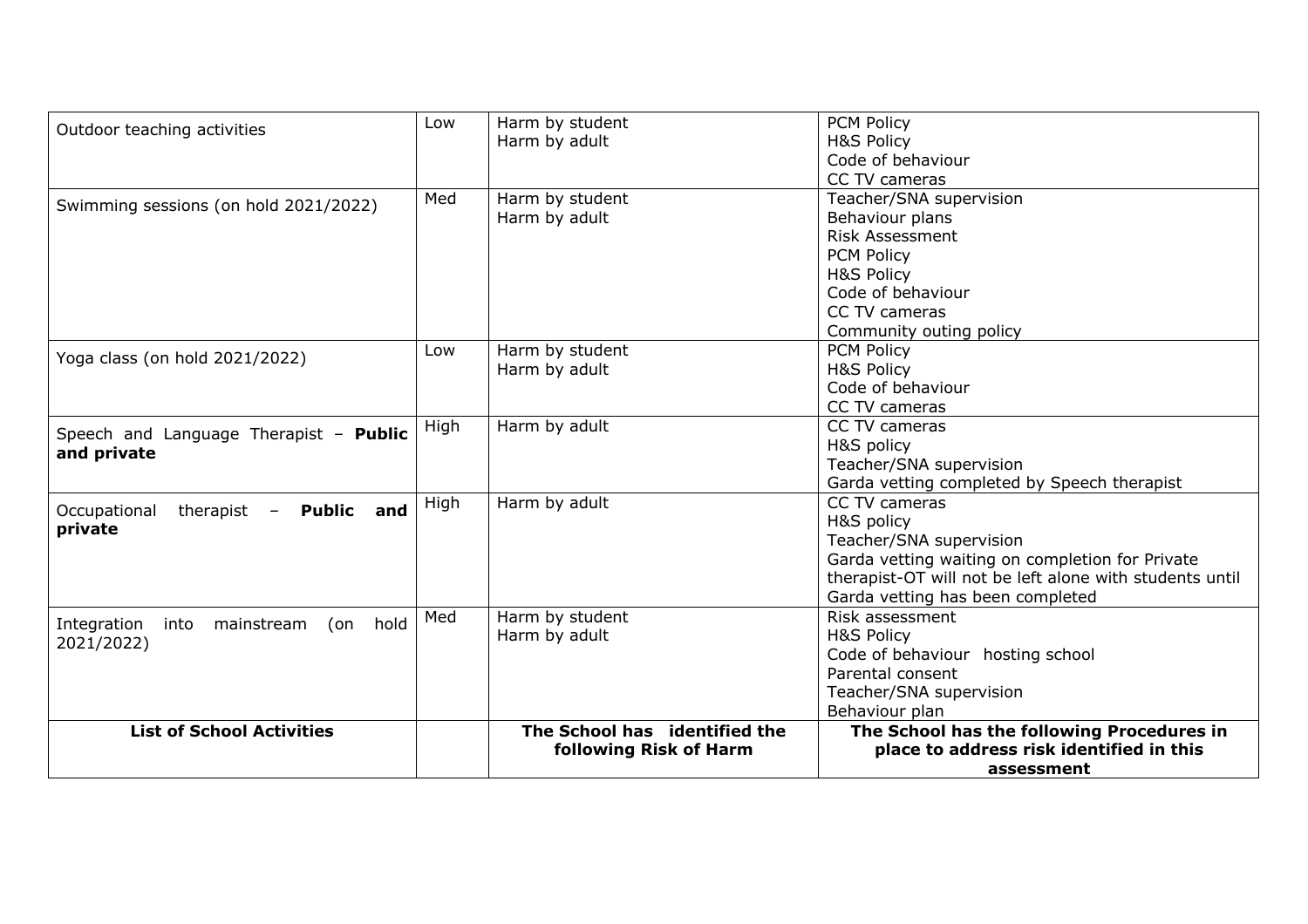| Outdoor teaching activities | Low | Harm by student<br>Harm by adult | PCM Policy<br>H&S Policy<br>Code of behaviour<br>CC TV cameras |
|---|---|---|---|
| Swimming sessions (on hold 2021/2022) | Med | Harm by student<br>Harm by adult | Teacher/SNA supervision<br>Behaviour plans<br>Risk Assessment<br>PCM Policy<br>H&S Policy<br>Code of behaviour<br>CC TV cameras<br>Community outing policy |
| Yoga class (on hold 2021/2022) | Low | Harm by student<br>Harm by adult | PCM Policy<br>H&S Policy<br>Code of behaviour<br>CC TV cameras |
| Speech and Language Therapist – **Public and private** | High | Harm by adult | CC TV cameras<br>H&S policy<br>Teacher/SNA supervision<br>Garda vetting completed by Speech therapist |
| Occupational therapist – **Public and private** | High | Harm by adult | CC TV cameras<br>H&S policy<br>Teacher/SNA supervision<br>Garda vetting waiting on completion for Private therapist-OT will not be left alone with students until Garda vetting has been completed |
| Integration into mainstream (on hold 2021/2022) | Med | Harm by student<br>Harm by adult | Risk assessment<br>H&S Policy<br>Code of behaviour hosting school<br>Parental consent<br>Teacher/SNA supervision<br>Behaviour plan |
| **List of School Activities** | | **The School has identified the following Risk of Harm** | **The School has the following Procedures in place to address risk identified in this assessment** |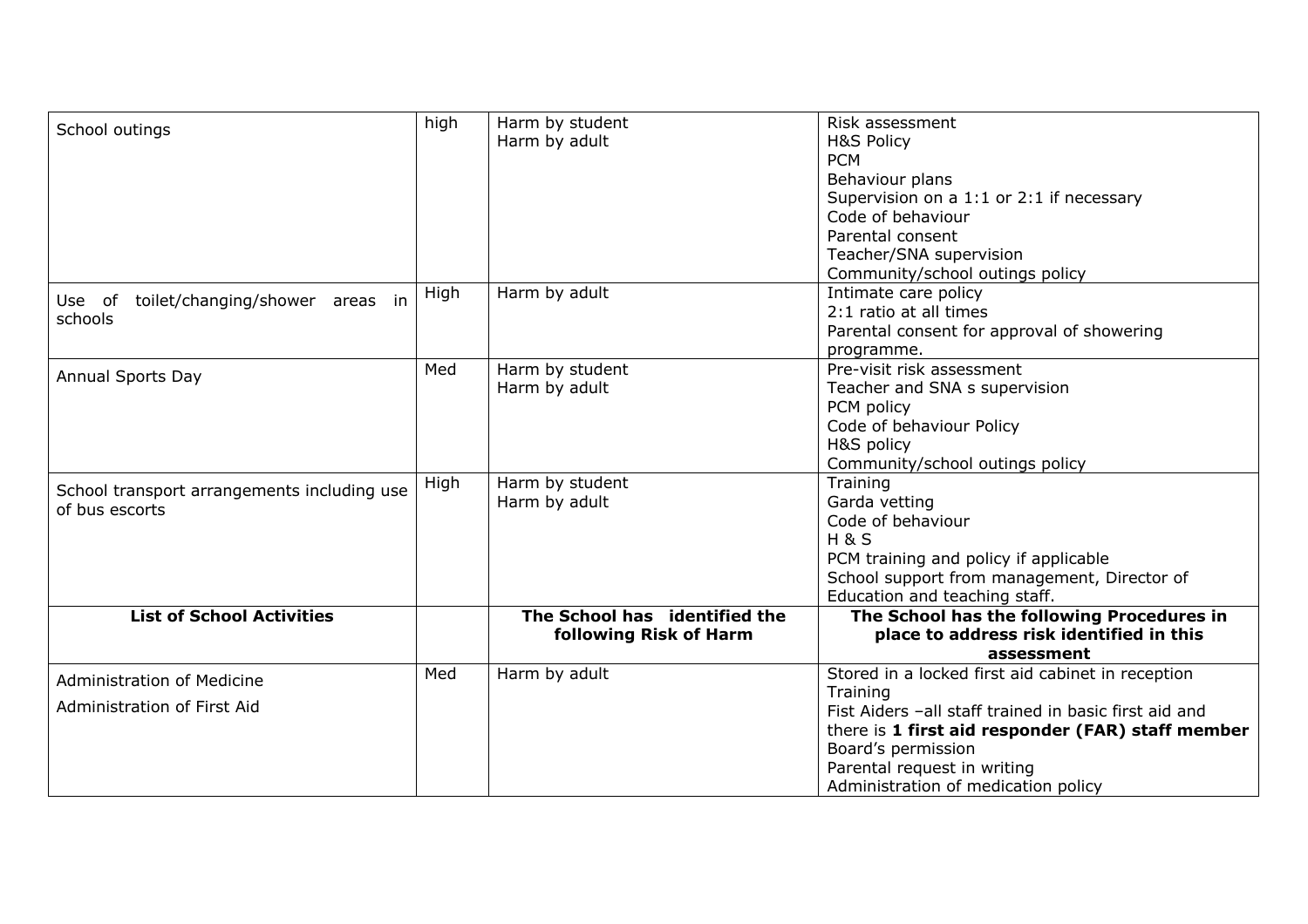| School outings | high | Harm by student<br>Harm by adult | Risk assessment<br>H&S Policy<br>PCM<br>Behaviour plans<br>Supervision on a 1:1 or 2:1 if necessary<br>Code of behaviour<br>Parental consent<br>Teacher/SNA supervision<br>Community/school outings policy |
|---|---|---|---|
| Use of toilet/changing/shower areas in schools | High | Harm by adult | Intimate care policy<br>2:1 ratio at all times<br>Parental consent for approval of showering programme. |
| Annual Sports Day | Med | Harm by student<br>Harm by adult | Pre-visit risk assessment<br>Teacher and SNA s supervision<br>PCM policy<br>Code of behaviour Policy<br>H&S policy<br>Community/school outings policy |
| School transport arrangements including use of bus escorts | High | Harm by student<br>Harm by adult | Training<br>Garda vetting<br>Code of behaviour<br>H & S<br>PCM training and policy if applicable<br>School support from management, Director of Education and teaching staff. |
| **List of School Activities** | | **The School has identified the following Risk of Harm** | **The School has the following Procedures in place to address risk identified in this assessment** |
| Administration of Medicine<br>Administration of First Aid | Med | Harm by adult | Stored in a locked first aid cabinet in reception<br>Training<br>Fist Aiders –all staff trained in basic first aid and there is **1 first aid responder (FAR) staff member**<br>Board's permission<br>Parental request in writing<br>Administration of medication policy |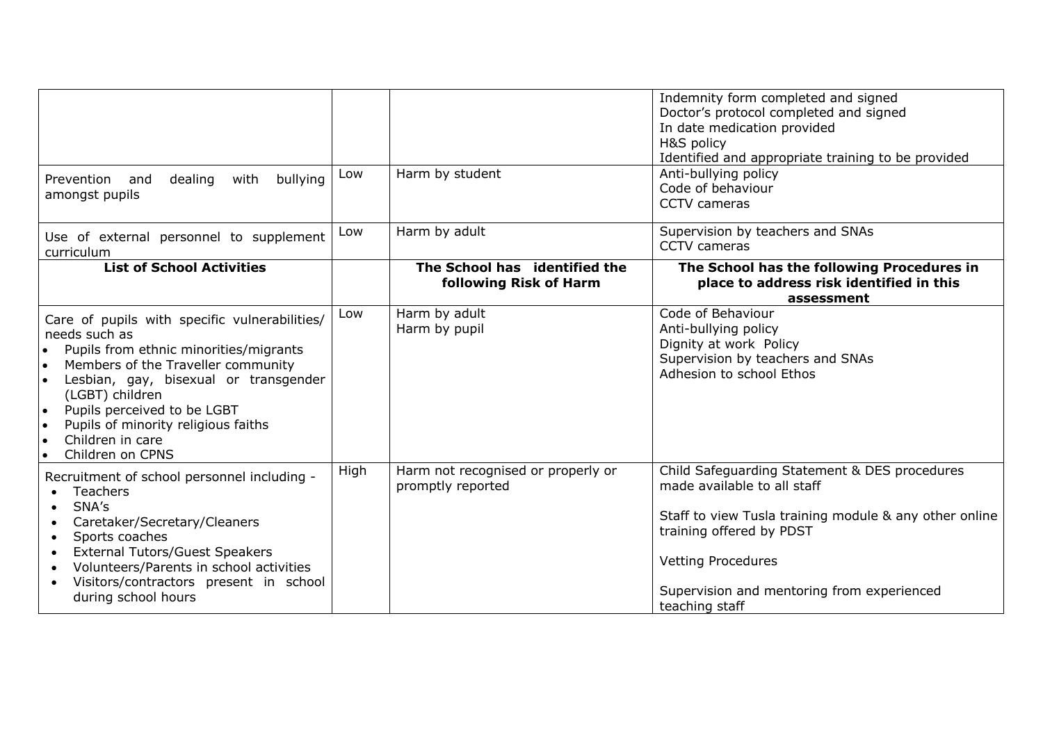| | | | Indemnity form completed and signed<br>Doctor's protocol completed and signed<br>In date medication provided<br>H&S policy<br>Identified and appropriate training to be provided |
|---|---|---|---|
| Prevention and dealing with bullying amongst pupils | Low | Harm by student | Anti-bullying policy<br>Code of behaviour<br>CCTV cameras |
| Use of external personnel to supplement curriculum | Low | Harm by adult | Supervision by teachers and SNAs<br>CCTV cameras |
| **List of School Activities** | | **The School has identified the following Risk of Harm** | **The School has the following Procedures in place to address risk identified in this assessment** |
| Care of pupils with specific vulnerabilities/ needs such as<br>• Pupils from ethnic minorities/migrants<br>• Members of the Traveller community<br>• Lesbian, gay, bisexual or transgender (LGBT) children<br>• Pupils perceived to be LGBT<br>• Pupils of minority religious faiths<br>• Children in care<br>• Children on CPNS | Low | Harm by adult<br>Harm by pupil | Code of Behaviour<br>Anti-bullying policy<br>Dignity at work Policy<br>Supervision by teachers and SNAs<br>Adhesion to school Ethos |
| Recruitment of school personnel including -<br>• Teachers<br>• SNA's<br>• Caretaker/Secretary/Cleaners<br>• Sports coaches<br>• External Tutors/Guest Speakers<br>• Volunteers/Parents in school activities<br>• Visitors/contractors present in school during school hours | High | Harm not recognised or properly or promptly reported | Child Safeguarding Statement & DES procedures made available to all staff<br><br>Staff to view Tusla training module & any other online training offered by PDST<br><br>Vetting Procedures<br><br>Supervision and mentoring from experienced teaching staff |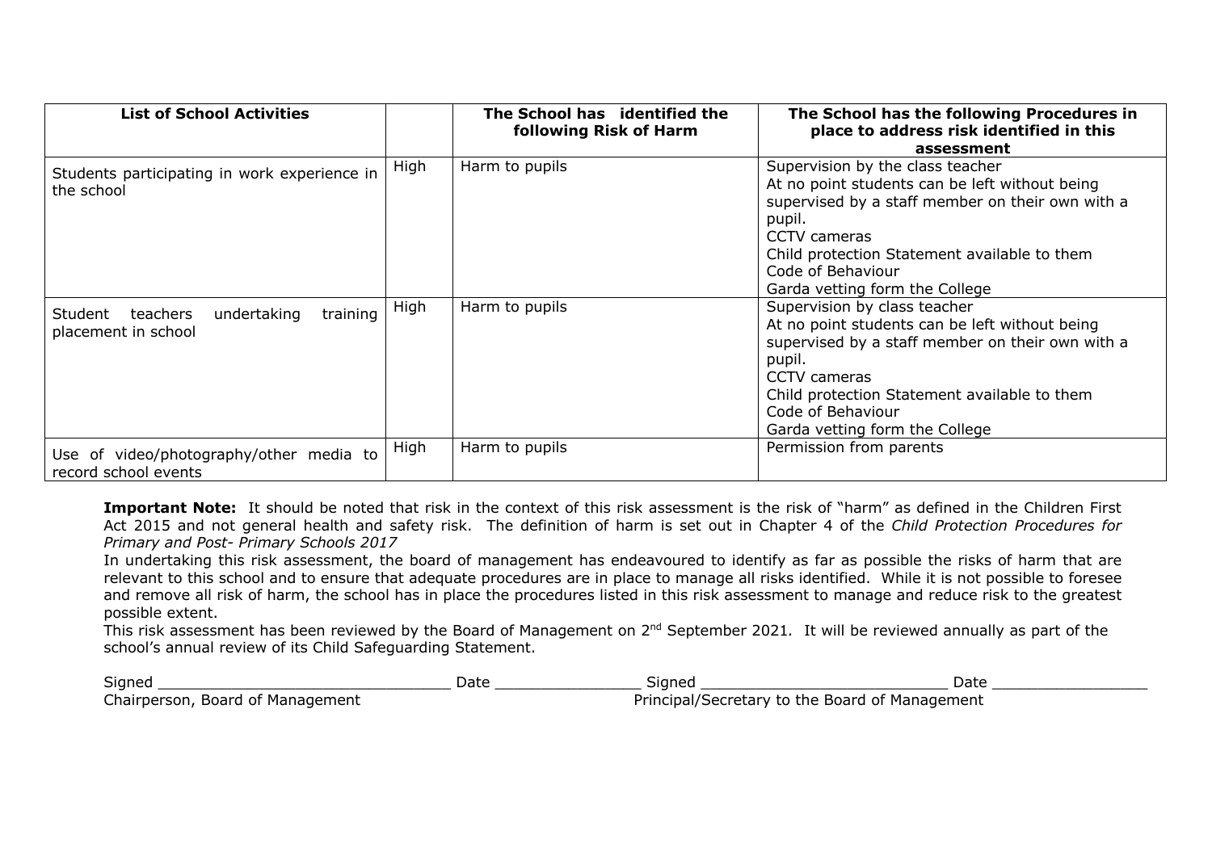| List of School Activities | | The School has identified the following Risk of Harm | The School has the following Procedures in place to address risk identified in this assessment |
|---|---|---|---|
| Students participating in work experience in the school | High | Harm to pupils | Supervision by the class teacher<br>At no point students can be left without being supervised by a staff member on their own with a pupil.<br>CCTV cameras<br>Child protection Statement available to them<br>Code of Behaviour<br>Garda vetting form the College |
| Student teachers undertaking training placement in school | High | Harm to pupils | Supervision by class teacher<br>At no point students can be left without being supervised by a staff member on their own with a pupil.<br>CCTV cameras<br>Child protection Statement available to them<br>Code of Behaviour<br>Garda vetting form the College |
| Use of video/photography/other media to record school events | High | Harm to pupils | Permission from parents |

**Important Note:** It should be noted that risk in the context of this risk assessment is the risk of "harm" as defined in the Children First Act 2015 and not general health and safety risk. The definition of harm is set out in Chapter 4 of the *Child Protection Procedures for Primary and Post- Primary Schools 2017*

In undertaking this risk assessment, the board of management has endeavoured to identify as far as possible the risks of harm that are relevant to this school and to ensure that adequate procedures are in place to manage all risks identified. While it is not possible to foresee and remove all risk of harm, the school has in place the procedures listed in this risk assessment to manage and reduce risk to the greatest possible extent.

This risk assessment has been reviewed by the Board of Management on 2nd September 2021. It will be reviewed annually as part of the school's annual review of its Child Safeguarding Statement.

Signed _______________________________ Date _______________ Signed ___________________________ Date ________________

Chairperson, Board of Management Principal/Secretary to the Board of Management